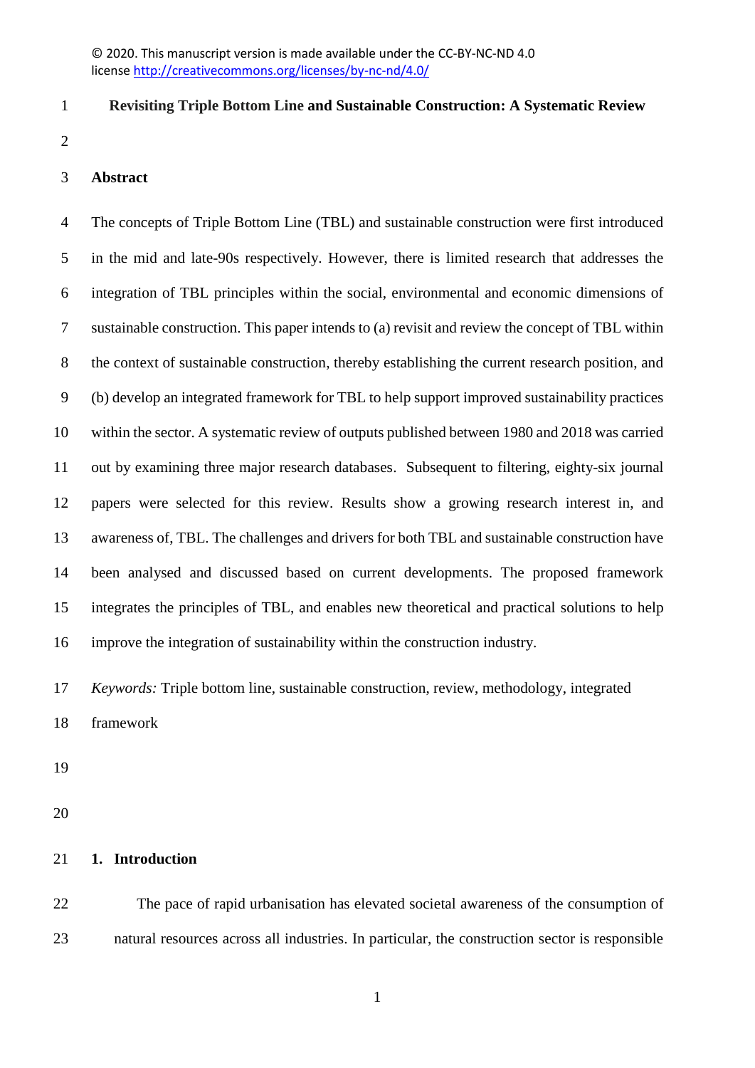© 2020. This manuscript version is made available under the CC-BY-NC-ND 4.0 license http://creativecommons.org/licenses/by-nc-nd/4.0/

# Revisiting Triple Bottom Line and Sustainable Construction: A Systematic Review

## Abstract

The concepts of Triple Bottom Line (TBL) and sustainable construction were first introduced in the mid and late-90s respectively. However, there is limited research that addresses the integration of TBL principles within the social, environmental and economic dimensions of sustainable construction. This paper intends to (a) revisit and review the concept of TBL within the context of sustainable construction, thereby establishing the current research position, and (b) develop an integrated framework for TBL to help support improved sustainability practices within the sector. A systematic review of outputs published between 1980 and 2018 was carried out by examining three major research databases. Subsequent to filtering, eighty-six journal papers were selected for this review. Results show a growing research interest in, and awareness of, TBL. The challenges and drivers for both TBL and sustainable construction have been analysed and discussed based on current developments. The proposed framework integrates the principles of TBL, and enables new theoretical and practical solutions to help improve the integration of sustainability within the construction industry.

*Keywords:* Triple bottom line, sustainable construction, review, methodology, integrated framework

## 1. Introduction

The pace of rapid urbanisation has elevated societal awareness of the consumption of natural resources across all industries. In particular, the construction sector is responsible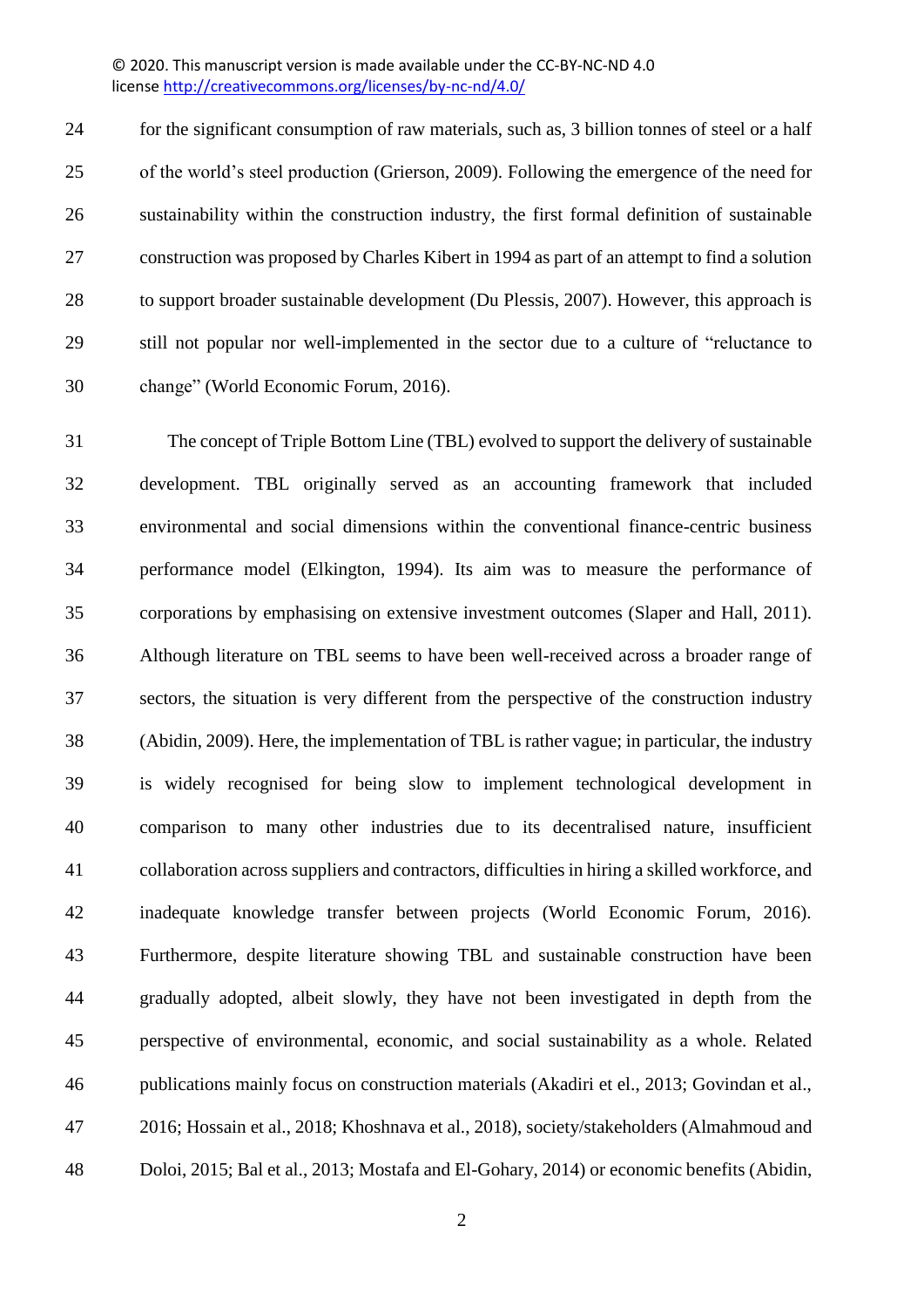for the significant consumption of raw materials, such as, 3 billion tonnes of steel or a half of the world's steel production (Grierson, 2009). Following the emergence of the need for sustainability within the construction industry, the first formal definition of sustainable construction was proposed by Charles Kibert in 1994 as part of an attempt to find a solution to support broader sustainable development (Du Plessis, 2007). However, this approach is still not popular nor well-implemented in the sector due to a culture of "reluctance to change" (World Economic Forum, 2016).

The concept of Triple Bottom Line (TBL) evolved to support the delivery of sustainable development. TBL originally served as an accounting framework that included environmental and social dimensions within the conventional finance-centric business performance model (Elkington, 1994). Its aim was to measure the performance of corporations by emphasising on extensive investment outcomes (Slaper and Hall, 2011). Although literature on TBL seems to have been well-received across a broader range of sectors, the situation is very different from the perspective of the construction industry (Abidin, 2009). Here, the implementation of TBL is rather vague; in particular, the industry is widely recognised for being slow to implement technological development in comparison to many other industries due to its decentralised nature, insufficient collaboration across suppliers and contractors, difficulties in hiring a skilled workforce, and inadequate knowledge transfer between projects (World Economic Forum, 2016). Furthermore, despite literature showing TBL and sustainable construction have been gradually adopted, albeit slowly, they have not been investigated in depth from the perspective of environmental, economic, and social sustainability as a whole. Related publications mainly focus on construction materials (Akadiri et el., 2013; Govindan et al., 2016; Hossain et al., 2018; Khoshnava et al., 2018), society/stakeholders (Almahmoud and Doloi, 2015; Bal et al., 2013; Mostafa and El-Gohary, 2014) or economic benefits (Abidin,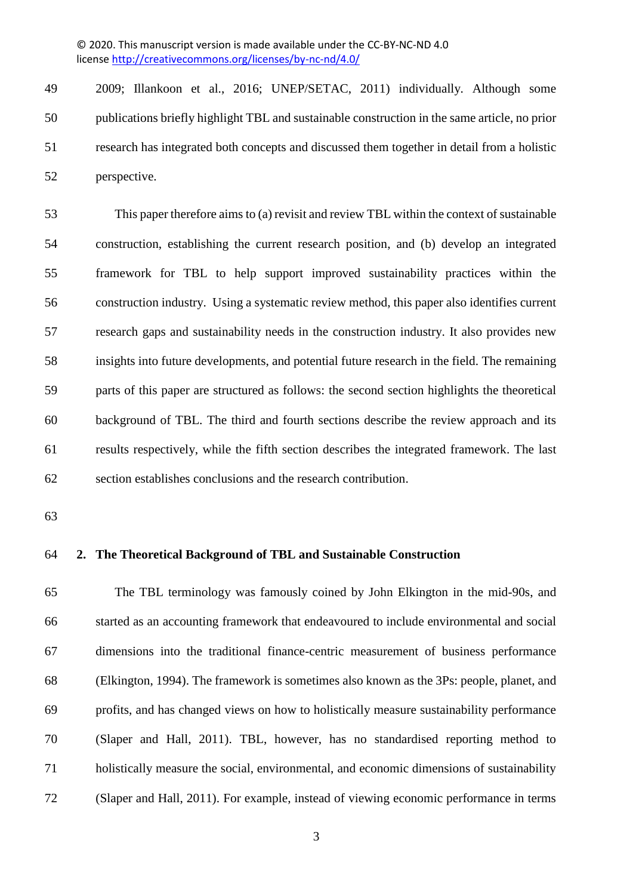2009; Illankoon et al., 2016; UNEP/SETAC, 2011) individually. Although some publications briefly highlight TBL and sustainable construction in the same article, no prior research has integrated both concepts and discussed them together in detail from a holistic perspective.

This paper therefore aims to (a) revisit and review TBL within the context of sustainable construction, establishing the current research position, and (b) develop an integrated framework for TBL to help support improved sustainability practices within the construction industry. Using a systematic review method, this paper also identifies current research gaps and sustainability needs in the construction industry. It also provides new insights into future developments, and potential future research in the field. The remaining parts of this paper are structured as follows: the second section highlights the theoretical background of TBL. The third and fourth sections describe the review approach and its results respectively, while the fifth section describes the integrated framework. The last section establishes conclusions and the research contribution.

## 2. The Theoretical Background of TBL and Sustainable Construction

The TBL terminology was famously coined by John Elkington in the mid-90s, and started as an accounting framework that endeavoured to include environmental and social dimensions into the traditional finance-centric measurement of business performance (Elkington, 1994). The framework is sometimes also known as the 3Ps: people, planet, and profits, and has changed views on how to holistically measure sustainability performance (Slaper and Hall, 2011). TBL, however, has no standardised reporting method to holistically measure the social, environmental, and economic dimensions of sustainability (Slaper and Hall, 2011). For example, instead of viewing economic performance in terms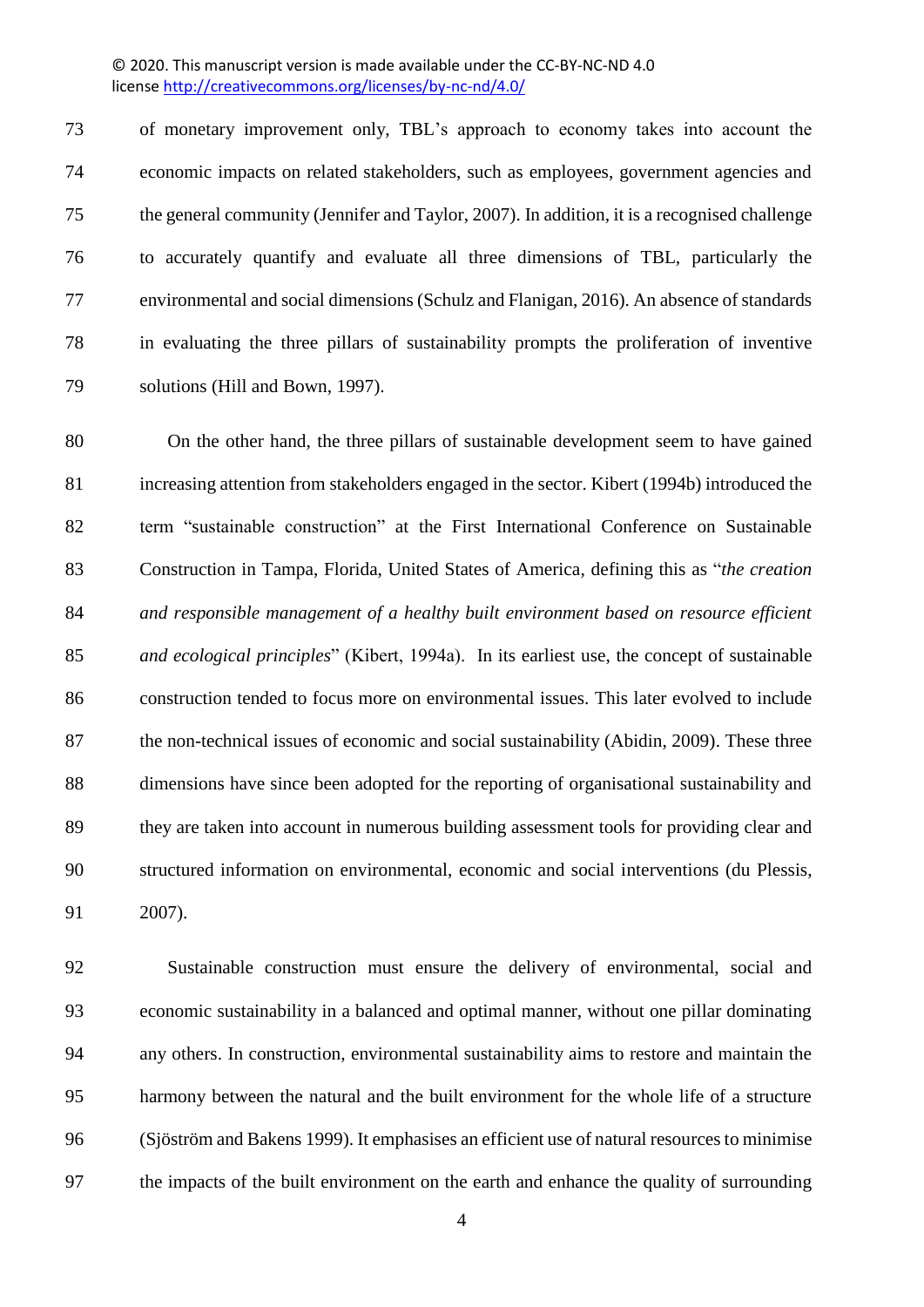of monetary improvement only, TBL's approach to economy takes into account the economic impacts on related stakeholders, such as employees, government agencies and the general community (Jennifer and Taylor, 2007). In addition, it is a recognised challenge to accurately quantify and evaluate all three dimensions of TBL, particularly the environmental and social dimensions (Schulz and Flanigan, 2016). An absence of standards in evaluating the three pillars of sustainability prompts the proliferation of inventive solutions (Hill and Bown, 1997).

On the other hand, the three pillars of sustainable development seem to have gained increasing attention from stakeholders engaged in the sector. Kibert (1994b) introduced the term "sustainable construction" at the First International Conference on Sustainable Construction in Tampa, Florida, United States of America, defining this as "*the creation and responsible management of a healthy built environment based on resource efficient and ecological principles*" (Kibert, 1994a). In its earliest use, the concept of sustainable construction tended to focus more on environmental issues. This later evolved to include the non-technical issues of economic and social sustainability (Abidin, 2009). These three dimensions have since been adopted for the reporting of organisational sustainability and they are taken into account in numerous building assessment tools for providing clear and structured information on environmental, economic and social interventions (du Plessis, 2007).

Sustainable construction must ensure the delivery of environmental, social and economic sustainability in a balanced and optimal manner, without one pillar dominating any others. In construction, environmental sustainability aims to restore and maintain the harmony between the natural and the built environment for the whole life of a structure (Sjöström and Bakens 1999). It emphasises an efficient use of natural resources to minimise the impacts of the built environment on the earth and enhance the quality of surrounding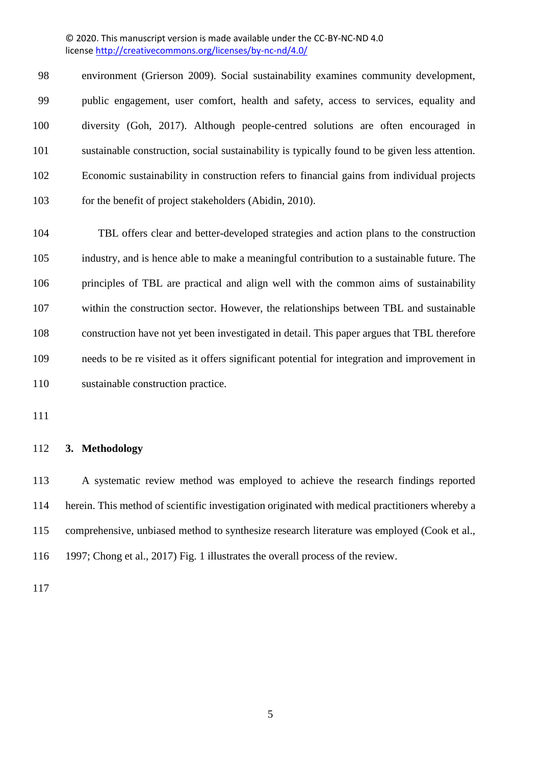environment (Grierson 2009). Social sustainability examines community development, public engagement, user comfort, health and safety, access to services, equality and diversity (Goh, 2017). Although people-centred solutions are often encouraged in sustainable construction, social sustainability is typically found to be given less attention. Economic sustainability in construction refers to financial gains from individual projects for the benefit of project stakeholders (Abidin, 2010).

TBL offers clear and better-developed strategies and action plans to the construction industry, and is hence able to make a meaningful contribution to a sustainable future. The principles of TBL are practical and align well with the common aims of sustainability within the construction sector. However, the relationships between TBL and sustainable construction have not yet been investigated in detail. This paper argues that TBL therefore needs to be re visited as it offers significant potential for integration and improvement in sustainable construction practice.

## 3. Methodology

A systematic review method was employed to achieve the research findings reported herein. This method of scientific investigation originated with medical practitioners whereby a comprehensive, unbiased method to synthesize research literature was employed (Cook et al., 1997; Chong et al., 2017) Fig. 1 illustrates the overall process of the review.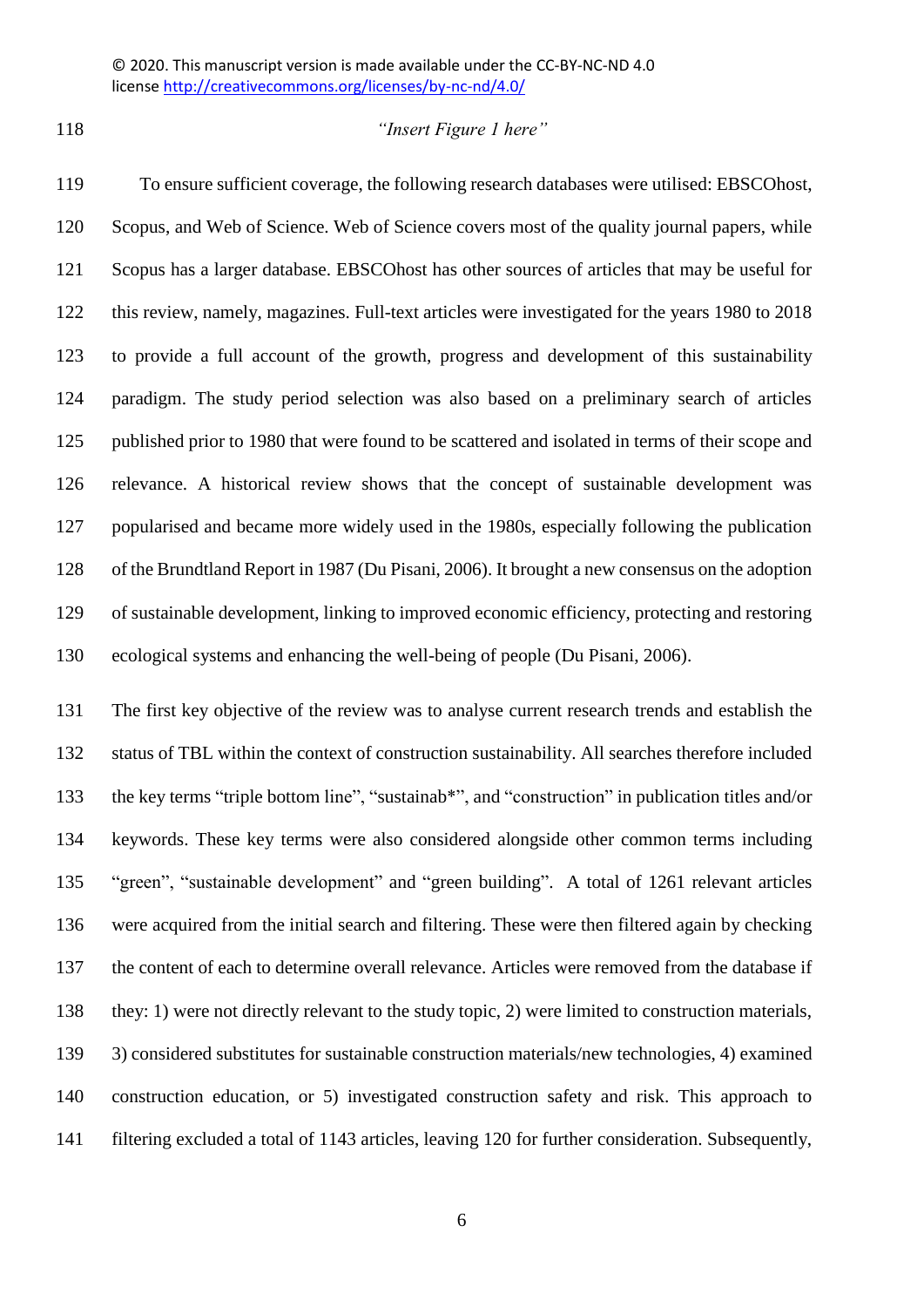*"Insert Figure 1 here"*

To ensure sufficient coverage, the following research databases were utilised: EBSCOhost, Scopus, and Web of Science. Web of Science covers most of the quality journal papers, while Scopus has a larger database. EBSCOhost has other sources of articles that may be useful for this review, namely, magazines. Full-text articles were investigated for the years 1980 to 2018 to provide a full account of the growth, progress and development of this sustainability paradigm. The study period selection was also based on a preliminary search of articles published prior to 1980 that were found to be scattered and isolated in terms of their scope and relevance. A historical review shows that the concept of sustainable development was popularised and became more widely used in the 1980s, especially following the publication of the Brundtland Report in 1987 (Du Pisani, 2006). It brought a new consensus on the adoption of sustainable development, linking to improved economic efficiency, protecting and restoring ecological systems and enhancing the well-being of people (Du Pisani, 2006).

The first key objective of the review was to analyse current research trends and establish the status of TBL within the context of construction sustainability. All searches therefore included the key terms "triple bottom line", "sustainab*", and "construction" in publication titles and/or keywords. These key terms were also considered alongside other common terms including "green", "sustainable development" and "green building". A total of 1261 relevant articles were acquired from the initial search and filtering. These were then filtered again by checking the content of each to determine overall relevance. Articles were removed from the database if they: 1) were not directly relevant to the study topic, 2) were limited to construction materials, 3) considered substitutes for sustainable construction materials/new technologies, 4) examined construction education, or 5) investigated construction safety and risk. This approach to filtering excluded a total of 1143 articles, leaving 120 for further consideration. Subsequently,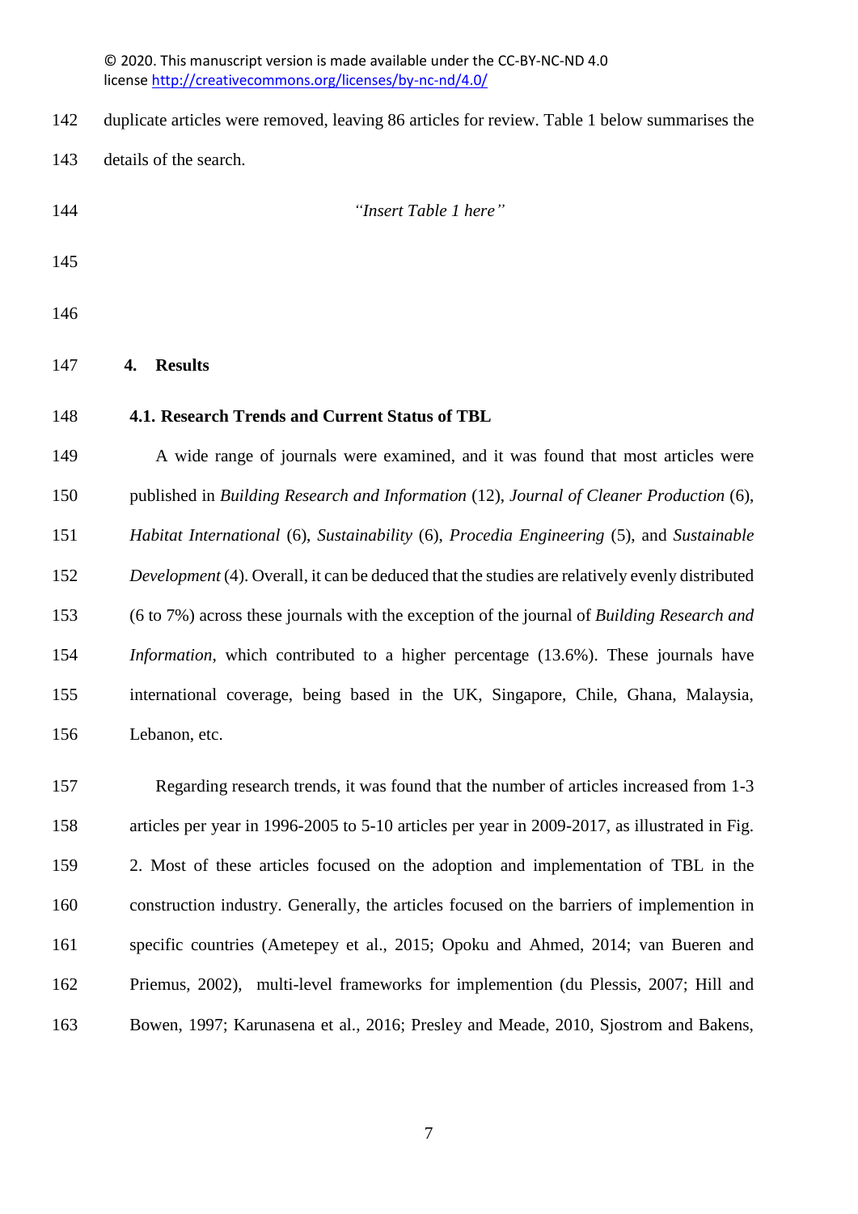duplicate articles were removed, leaving 86 articles for review. Table 1 below summarises the details of the search.

*"Insert Table 1 here"*

## 4. Results

### 4.1. Research Trends and Current Status of TBL

A wide range of journals were examined, and it was found that most articles were published in *Building Research and Information* (12), *Journal of Cleaner Production* (6), *Habitat International* (6), *Sustainability* (6), *Procedia Engineering* (5), and *Sustainable Development* (4). Overall, it can be deduced that the studies are relatively evenly distributed (6 to 7%) across these journals with the exception of the journal of *Building Research and Information*, which contributed to a higher percentage (13.6%). These journals have international coverage, being based in the UK, Singapore, Chile, Ghana, Malaysia, Lebanon, etc.

Regarding research trends, it was found that the number of articles increased from 1-3 articles per year in 1996-2005 to 5-10 articles per year in 2009-2017, as illustrated in Fig. 2. Most of these articles focused on the adoption and implementation of TBL in the construction industry. Generally, the articles focused on the barriers of implemention in specific countries (Ametepey et al., 2015; Opoku and Ahmed, 2014; van Bueren and Priemus, 2002), multi-level frameworks for implemention (du Plessis, 2007; Hill and Bowen, 1997; Karunasena et al., 2016; Presley and Meade, 2010, Sjostrom and Bakens,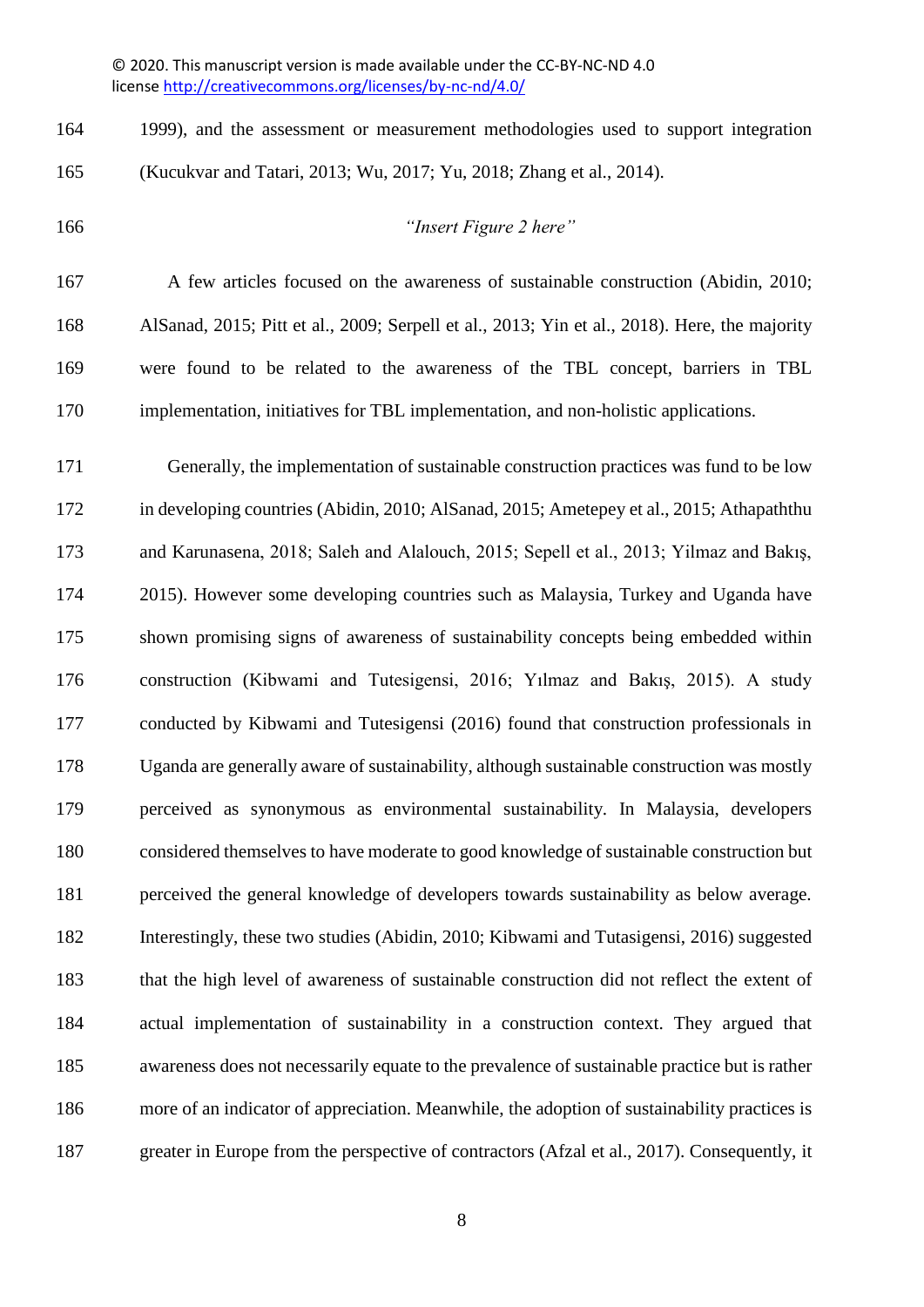1999), and the assessment or measurement methodologies used to support integration (Kucukvar and Tatari, 2013; Wu, 2017; Yu, 2018; Zhang et al., 2014).

*"Insert Figure 2 here"*

A few articles focused on the awareness of sustainable construction (Abidin, 2010; AlSanad, 2015; Pitt et al., 2009; Serpell et al., 2013; Yin et al., 2018). Here, the majority were found to be related to the awareness of the TBL concept, barriers in TBL implementation, initiatives for TBL implementation, and non-holistic applications.

Generally, the implementation of sustainable construction practices was fund to be low in developing countries (Abidin, 2010; AlSanad, 2015; Ametepey et al., 2015; Athapaththu and Karunasena, 2018; Saleh and Alalouch, 2015; Sepell et al., 2013; Yilmaz and Bakış, 2015). However some developing countries such as Malaysia, Turkey and Uganda have shown promising signs of awareness of sustainability concepts being embedded within construction (Kibwami and Tutesigensi, 2016; Yılmaz and Bakış, 2015). A study conducted by Kibwami and Tutesigensi (2016) found that construction professionals in Uganda are generally aware of sustainability, although sustainable construction was mostly perceived as synonymous as environmental sustainability. In Malaysia, developers considered themselves to have moderate to good knowledge of sustainable construction but perceived the general knowledge of developers towards sustainability as below average. Interestingly, these two studies (Abidin, 2010; Kibwami and Tutasigensi, 2016) suggested that the high level of awareness of sustainable construction did not reflect the extent of actual implementation of sustainability in a construction context. They argued that awareness does not necessarily equate to the prevalence of sustainable practice but is rather more of an indicator of appreciation. Meanwhile, the adoption of sustainability practices is greater in Europe from the perspective of contractors (Afzal et al., 2017). Consequently, it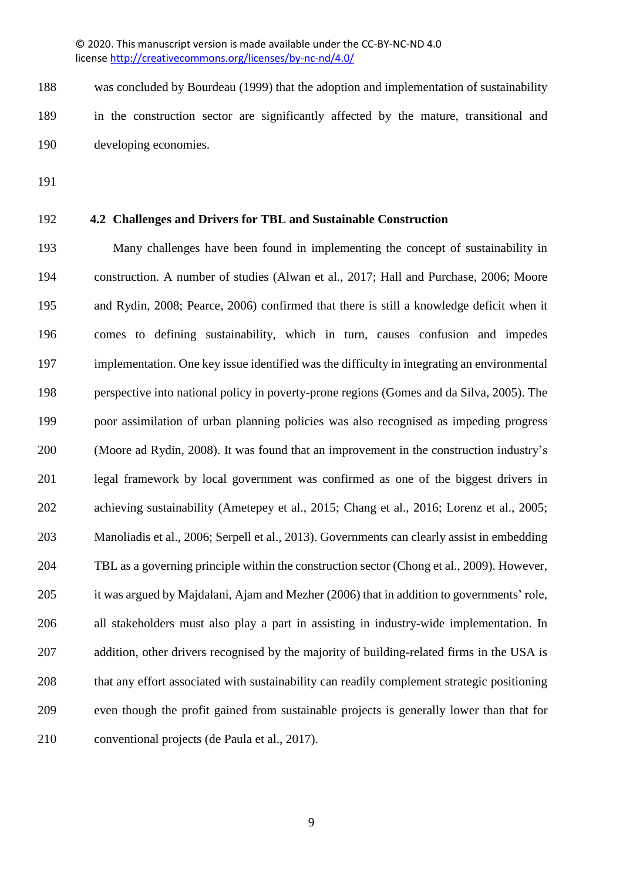was concluded by Bourdeau (1999) that the adoption and implementation of sustainability in the construction sector are significantly affected by the mature, transitional and developing economies.

### 4.2 Challenges and Drivers for TBL and Sustainable Construction

Many challenges have been found in implementing the concept of sustainability in construction. A number of studies (Alwan et al., 2017; Hall and Purchase, 2006; Moore and Rydin, 2008; Pearce, 2006) confirmed that there is still a knowledge deficit when it comes to defining sustainability, which in turn, causes confusion and impedes implementation. One key issue identified was the difficulty in integrating an environmental perspective into national policy in poverty-prone regions (Gomes and da Silva, 2005). The poor assimilation of urban planning policies was also recognised as impeding progress (Moore ad Rydin, 2008). It was found that an improvement in the construction industry's legal framework by local government was confirmed as one of the biggest drivers in achieving sustainability (Ametepey et al., 2015; Chang et al., 2016; Lorenz et al., 2005; Manoliadis et al., 2006; Serpell et al., 2013). Governments can clearly assist in embedding TBL as a governing principle within the construction sector (Chong et al., 2009). However, it was argued by Majdalani, Ajam and Mezher (2006) that in addition to governments' role, all stakeholders must also play a part in assisting in industry-wide implementation. In addition, other drivers recognised by the majority of building-related firms in the USA is that any effort associated with sustainability can readily complement strategic positioning even though the profit gained from sustainable projects is generally lower than that for conventional projects (de Paula et al., 2017).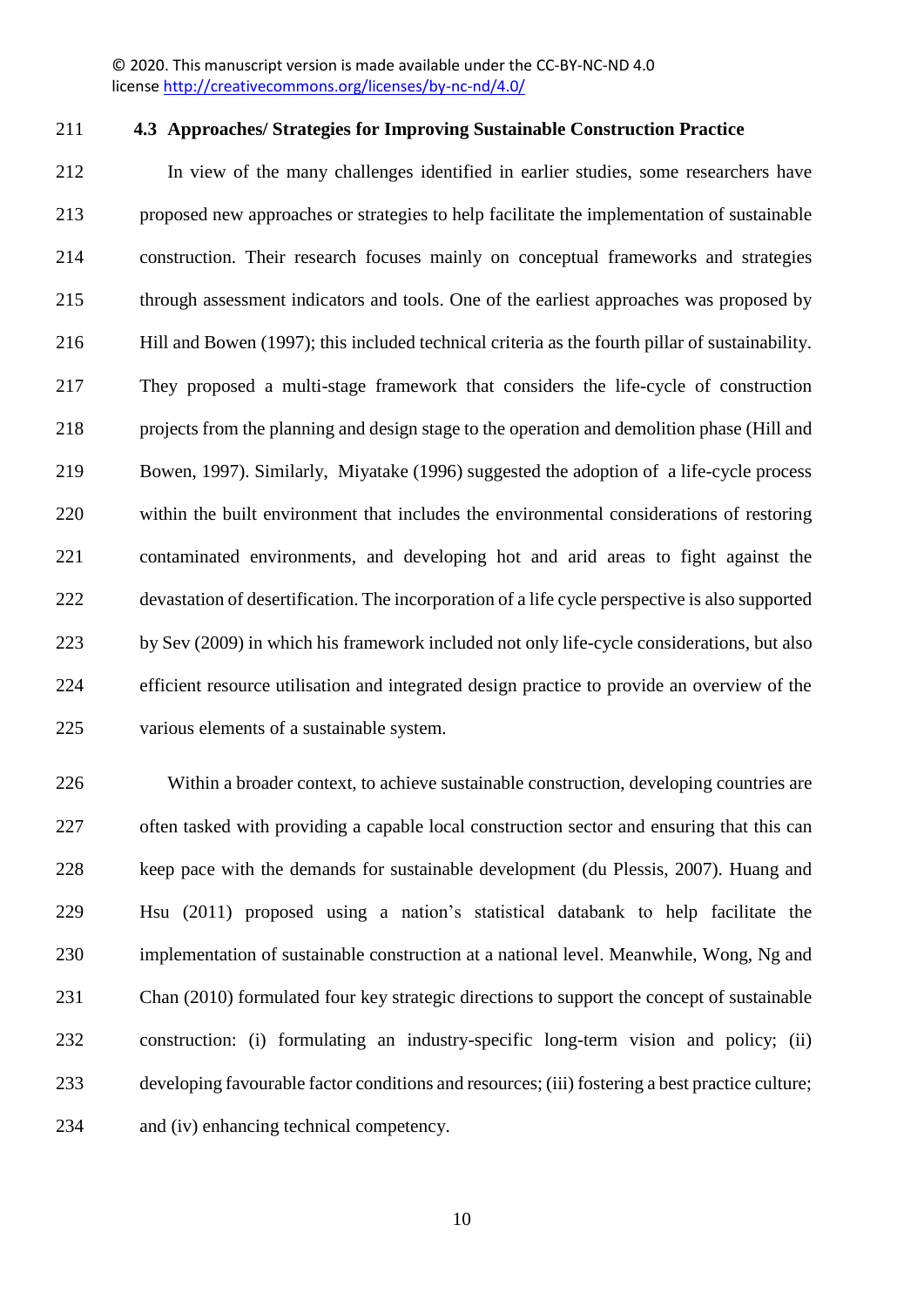### 4.3 Approaches/ Strategies for Improving Sustainable Construction Practice

In view of the many challenges identified in earlier studies, some researchers have proposed new approaches or strategies to help facilitate the implementation of sustainable construction. Their research focuses mainly on conceptual frameworks and strategies through assessment indicators and tools. One of the earliest approaches was proposed by Hill and Bowen (1997); this included technical criteria as the fourth pillar of sustainability. They proposed a multi-stage framework that considers the life-cycle of construction projects from the planning and design stage to the operation and demolition phase (Hill and Bowen, 1997). Similarly, Miyatake (1996) suggested the adoption of a life-cycle process within the built environment that includes the environmental considerations of restoring contaminated environments, and developing hot and arid areas to fight against the devastation of desertification. The incorporation of a life cycle perspective is also supported by Sev (2009) in which his framework included not only life-cycle considerations, but also efficient resource utilisation and integrated design practice to provide an overview of the various elements of a sustainable system.

Within a broader context, to achieve sustainable construction, developing countries are often tasked with providing a capable local construction sector and ensuring that this can keep pace with the demands for sustainable development (du Plessis, 2007). Huang and Hsu (2011) proposed using a nation's statistical databank to help facilitate the implementation of sustainable construction at a national level. Meanwhile, Wong, Ng and Chan (2010) formulated four key strategic directions to support the concept of sustainable construction: (i) formulating an industry-specific long-term vision and policy; (ii) developing favourable factor conditions and resources; (iii) fostering a best practice culture; and (iv) enhancing technical competency.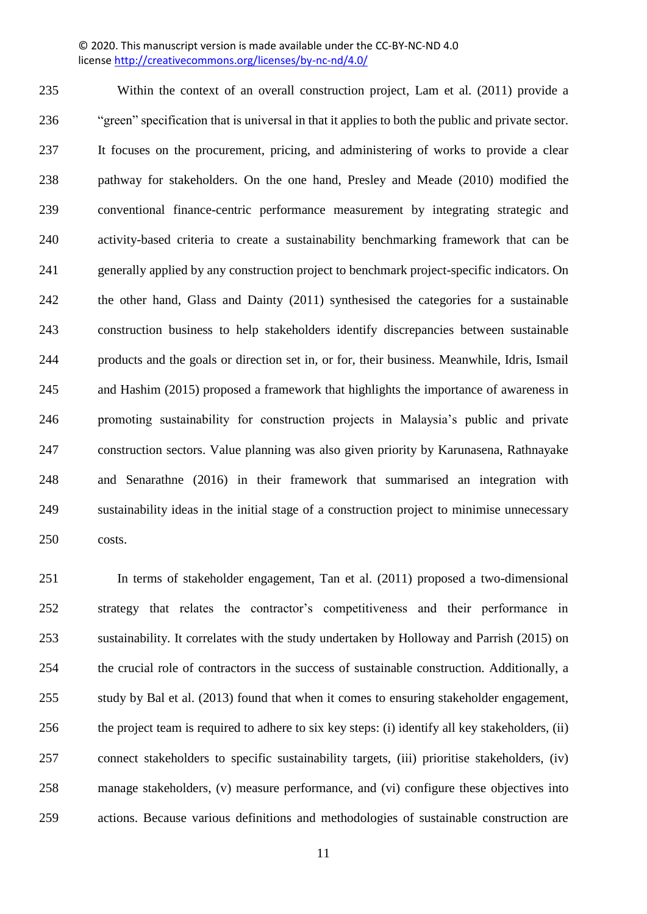Within the context of an overall construction project, Lam et al. (2011) provide a "green" specification that is universal in that it applies to both the public and private sector. It focuses on the procurement, pricing, and administering of works to provide a clear pathway for stakeholders. On the one hand, Presley and Meade (2010) modified the conventional finance-centric performance measurement by integrating strategic and activity-based criteria to create a sustainability benchmarking framework that can be generally applied by any construction project to benchmark project-specific indicators. On the other hand, Glass and Dainty (2011) synthesised the categories for a sustainable construction business to help stakeholders identify discrepancies between sustainable products and the goals or direction set in, or for, their business. Meanwhile, Idris, Ismail and Hashim (2015) proposed a framework that highlights the importance of awareness in promoting sustainability for construction projects in Malaysia's public and private construction sectors. Value planning was also given priority by Karunasena, Rathnayake and Senarathne (2016) in their framework that summarised an integration with sustainability ideas in the initial stage of a construction project to minimise unnecessary costs.

In terms of stakeholder engagement, Tan et al. (2011) proposed a two-dimensional strategy that relates the contractor's competitiveness and their performance in sustainability. It correlates with the study undertaken by Holloway and Parrish (2015) on the crucial role of contractors in the success of sustainable construction. Additionally, a study by Bal et al. (2013) found that when it comes to ensuring stakeholder engagement, the project team is required to adhere to six key steps: (i) identify all key stakeholders, (ii) connect stakeholders to specific sustainability targets, (iii) prioritise stakeholders, (iv) manage stakeholders, (v) measure performance, and (vi) configure these objectives into actions. Because various definitions and methodologies of sustainable construction are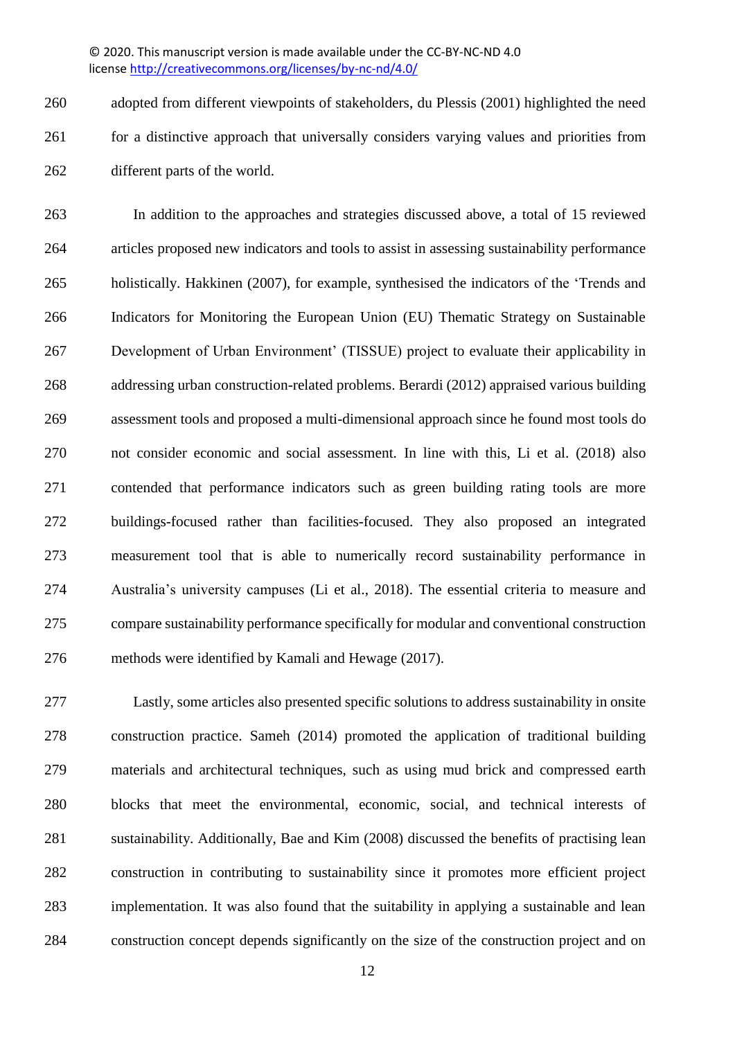adopted from different viewpoints of stakeholders, du Plessis (2001) highlighted the need for a distinctive approach that universally considers varying values and priorities from different parts of the world.

In addition to the approaches and strategies discussed above, a total of 15 reviewed articles proposed new indicators and tools to assist in assessing sustainability performance holistically. Hakkinen (2007), for example, synthesised the indicators of the 'Trends and Indicators for Monitoring the European Union (EU) Thematic Strategy on Sustainable Development of Urban Environment' (TISSUE) project to evaluate their applicability in addressing urban construction-related problems. Berardi (2012) appraised various building assessment tools and proposed a multi-dimensional approach since he found most tools do not consider economic and social assessment. In line with this, Li et al. (2018) also contended that performance indicators such as green building rating tools are more buildings-focused rather than facilities-focused. They also proposed an integrated measurement tool that is able to numerically record sustainability performance in Australia's university campuses (Li et al., 2018). The essential criteria to measure and compare sustainability performance specifically for modular and conventional construction methods were identified by Kamali and Hewage (2017).

Lastly, some articles also presented specific solutions to address sustainability in onsite construction practice. Sameh (2014) promoted the application of traditional building materials and architectural techniques, such as using mud brick and compressed earth blocks that meet the environmental, economic, social, and technical interests of sustainability. Additionally, Bae and Kim (2008) discussed the benefits of practising lean construction in contributing to sustainability since it promotes more efficient project implementation. It was also found that the suitability in applying a sustainable and lean construction concept depends significantly on the size of the construction project and on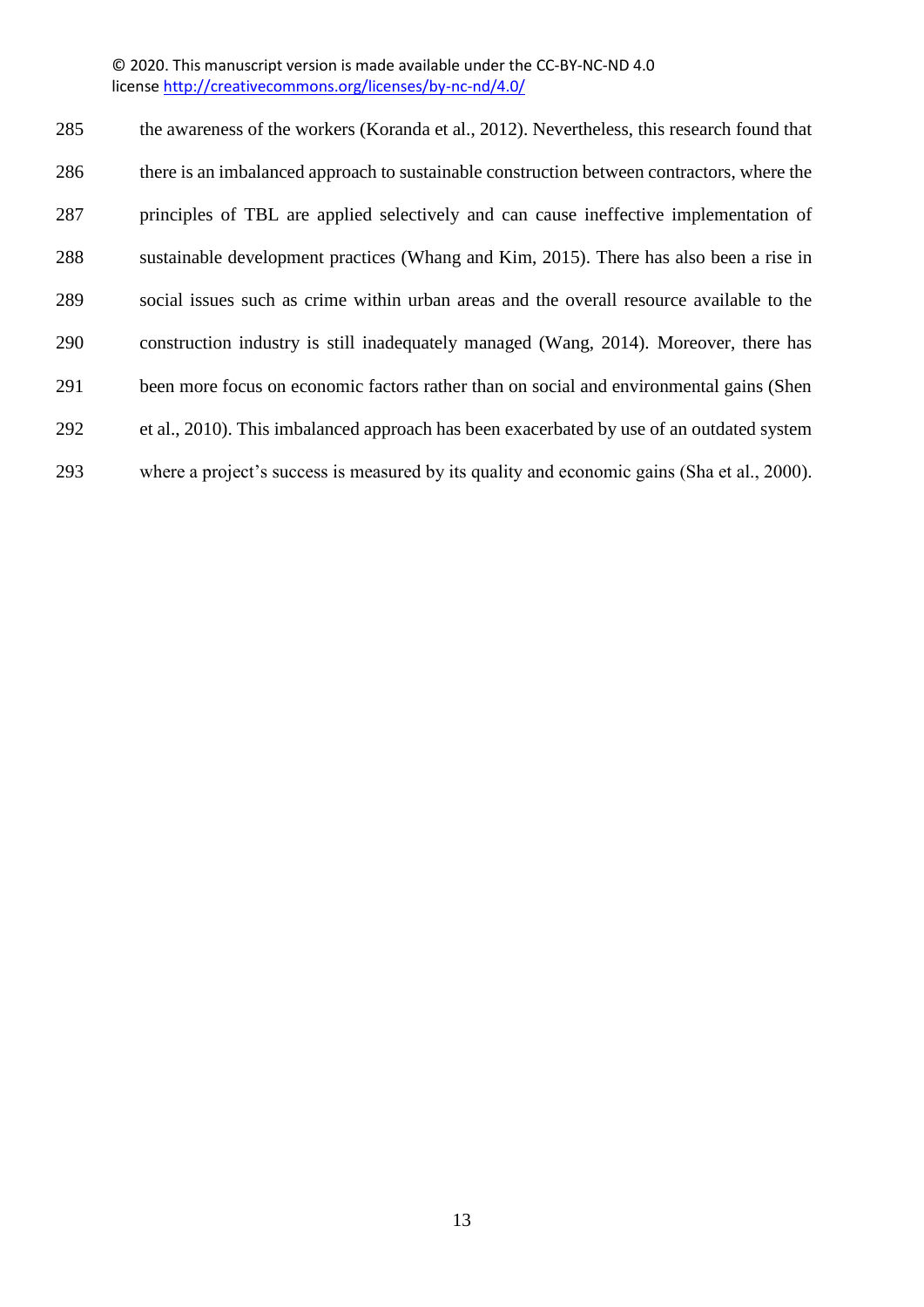the awareness of the workers (Koranda et al., 2012). Nevertheless, this research found that there is an imbalanced approach to sustainable construction between contractors, where the principles of TBL are applied selectively and can cause ineffective implementation of sustainable development practices (Whang and Kim, 2015). There has also been a rise in social issues such as crime within urban areas and the overall resource available to the construction industry is still inadequately managed (Wang, 2014). Moreover, there has been more focus on economic factors rather than on social and environmental gains (Shen et al., 2010). This imbalanced approach has been exacerbated by use of an outdated system where a project's success is measured by its quality and economic gains (Sha et al., 2000).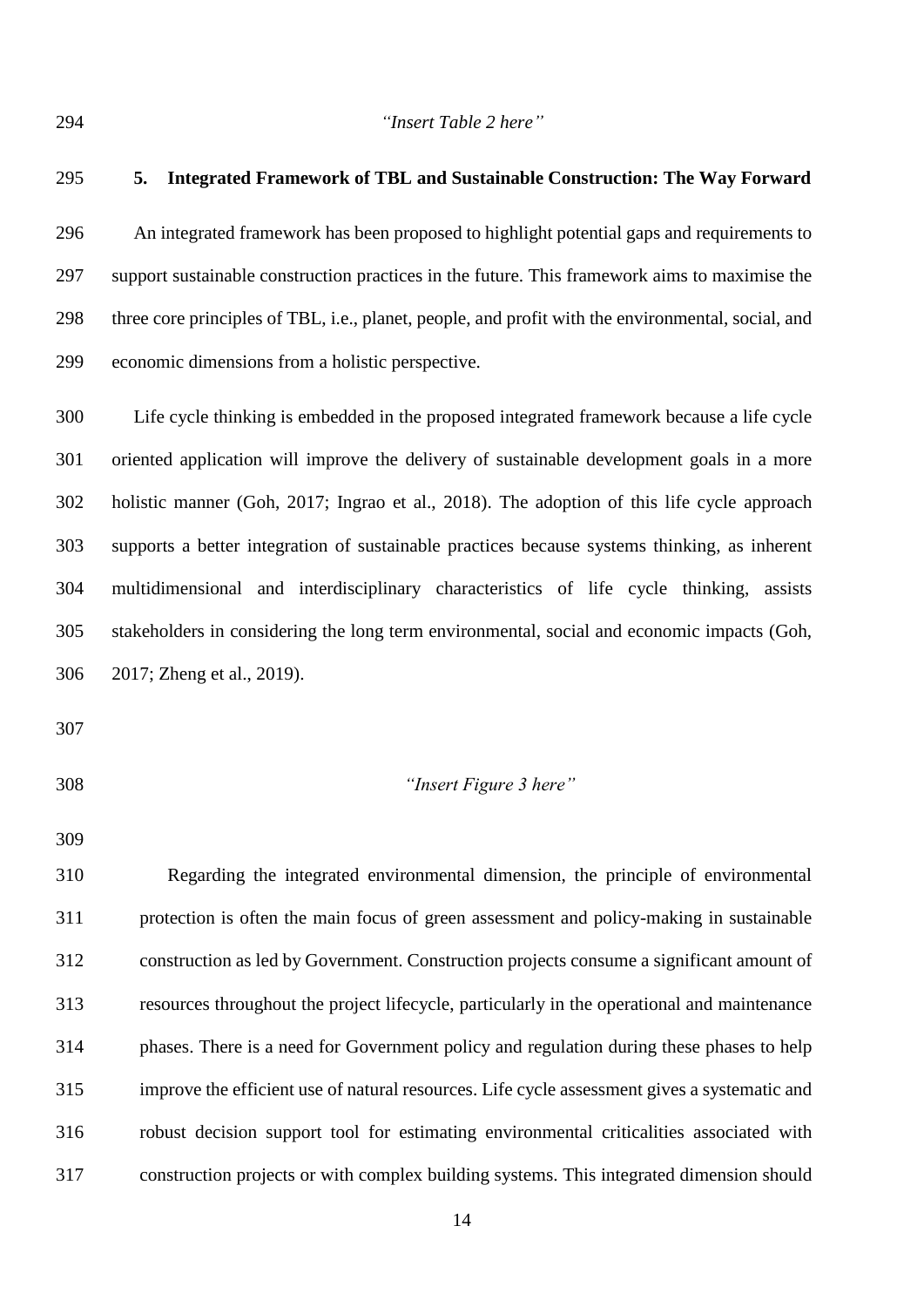*"Insert Table 2 here"*

## 5. Integrated Framework of TBL and Sustainable Construction: The Way Forward

An integrated framework has been proposed to highlight potential gaps and requirements to support sustainable construction practices in the future. This framework aims to maximise the three core principles of TBL, i.e., planet, people, and profit with the environmental, social, and economic dimensions from a holistic perspective.

Life cycle thinking is embedded in the proposed integrated framework because a life cycle oriented application will improve the delivery of sustainable development goals in a more holistic manner (Goh, 2017; Ingrao et al., 2018). The adoption of this life cycle approach supports a better integration of sustainable practices because systems thinking, as inherent multidimensional and interdisciplinary characteristics of life cycle thinking, assists stakeholders in considering the long term environmental, social and economic impacts (Goh, 2017; Zheng et al., 2019).

*"Insert Figure 3 here"*

Regarding the integrated environmental dimension, the principle of environmental protection is often the main focus of green assessment and policy-making in sustainable construction as led by Government. Construction projects consume a significant amount of resources throughout the project lifecycle, particularly in the operational and maintenance phases. There is a need for Government policy and regulation during these phases to help improve the efficient use of natural resources. Life cycle assessment gives a systematic and robust decision support tool for estimating environmental criticalities associated with construction projects or with complex building systems. This integrated dimension should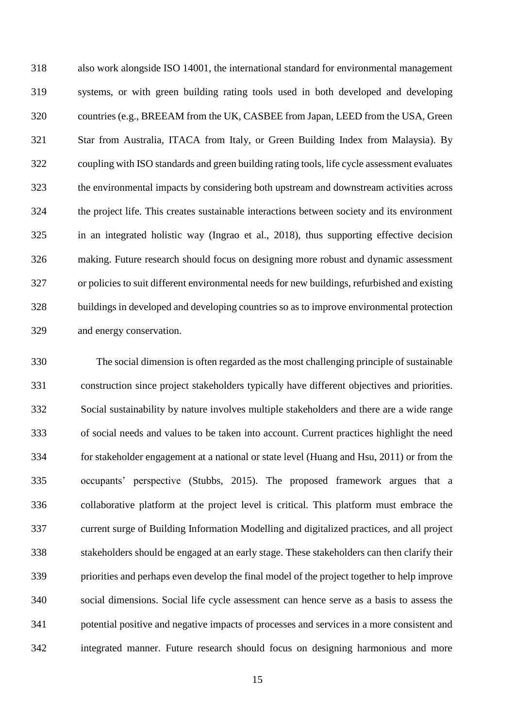also work alongside ISO 14001, the international standard for environmental management systems, or with green building rating tools used in both developed and developing countries (e.g., BREEAM from the UK, CASBEE from Japan, LEED from the USA, Green Star from Australia, ITACA from Italy, or Green Building Index from Malaysia). By coupling with ISO standards and green building rating tools, life cycle assessment evaluates the environmental impacts by considering both upstream and downstream activities across the project life. This creates sustainable interactions between society and its environment in an integrated holistic way (Ingrao et al., 2018), thus supporting effective decision making. Future research should focus on designing more robust and dynamic assessment or policies to suit different environmental needs for new buildings, refurbished and existing buildings in developed and developing countries so as to improve environmental protection and energy conservation.

The social dimension is often regarded as the most challenging principle of sustainable construction since project stakeholders typically have different objectives and priorities. Social sustainability by nature involves multiple stakeholders and there are a wide range of social needs and values to be taken into account. Current practices highlight the need for stakeholder engagement at a national or state level (Huang and Hsu, 2011) or from the occupants' perspective (Stubbs, 2015). The proposed framework argues that a collaborative platform at the project level is critical. This platform must embrace the current surge of Building Information Modelling and digitalized practices, and all project stakeholders should be engaged at an early stage. These stakeholders can then clarify their priorities and perhaps even develop the final model of the project together to help improve social dimensions. Social life cycle assessment can hence serve as a basis to assess the potential positive and negative impacts of processes and services in a more consistent and integrated manner. Future research should focus on designing harmonious and more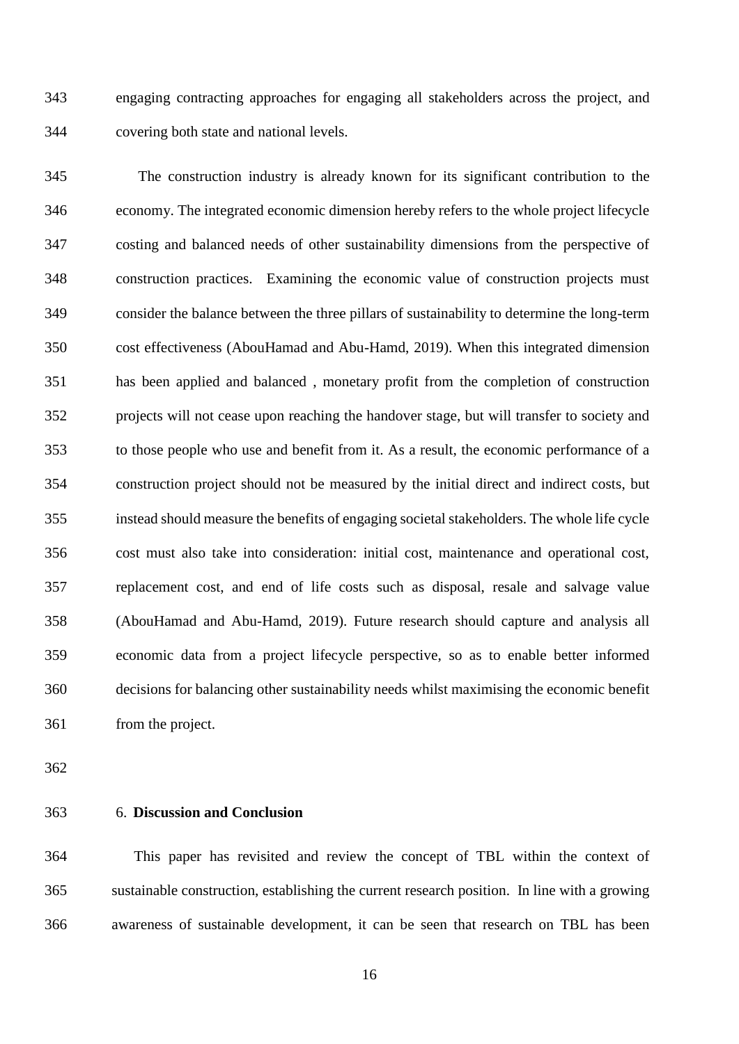engaging contracting approaches for engaging all stakeholders across the project, and covering both state and national levels.

The construction industry is already known for its significant contribution to the economy. The integrated economic dimension hereby refers to the whole project lifecycle costing and balanced needs of other sustainability dimensions from the perspective of construction practices. Examining the economic value of construction projects must consider the balance between the three pillars of sustainability to determine the long-term cost effectiveness (AbouHamad and Abu-Hamd, 2019). When this integrated dimension has been applied and balanced , monetary profit from the completion of construction projects will not cease upon reaching the handover stage, but will transfer to society and to those people who use and benefit from it. As a result, the economic performance of a construction project should not be measured by the initial direct and indirect costs, but instead should measure the benefits of engaging societal stakeholders. The whole life cycle cost must also take into consideration: initial cost, maintenance and operational cost, replacement cost, and end of life costs such as disposal, resale and salvage value (AbouHamad and Abu-Hamd, 2019). Future research should capture and analysis all economic data from a project lifecycle perspective, so as to enable better informed decisions for balancing other sustainability needs whilst maximising the economic benefit from the project.

## 6. **Discussion and Conclusion**

This paper has revisited and review the concept of TBL within the context of sustainable construction, establishing the current research position. In line with a growing awareness of sustainable development, it can be seen that research on TBL has been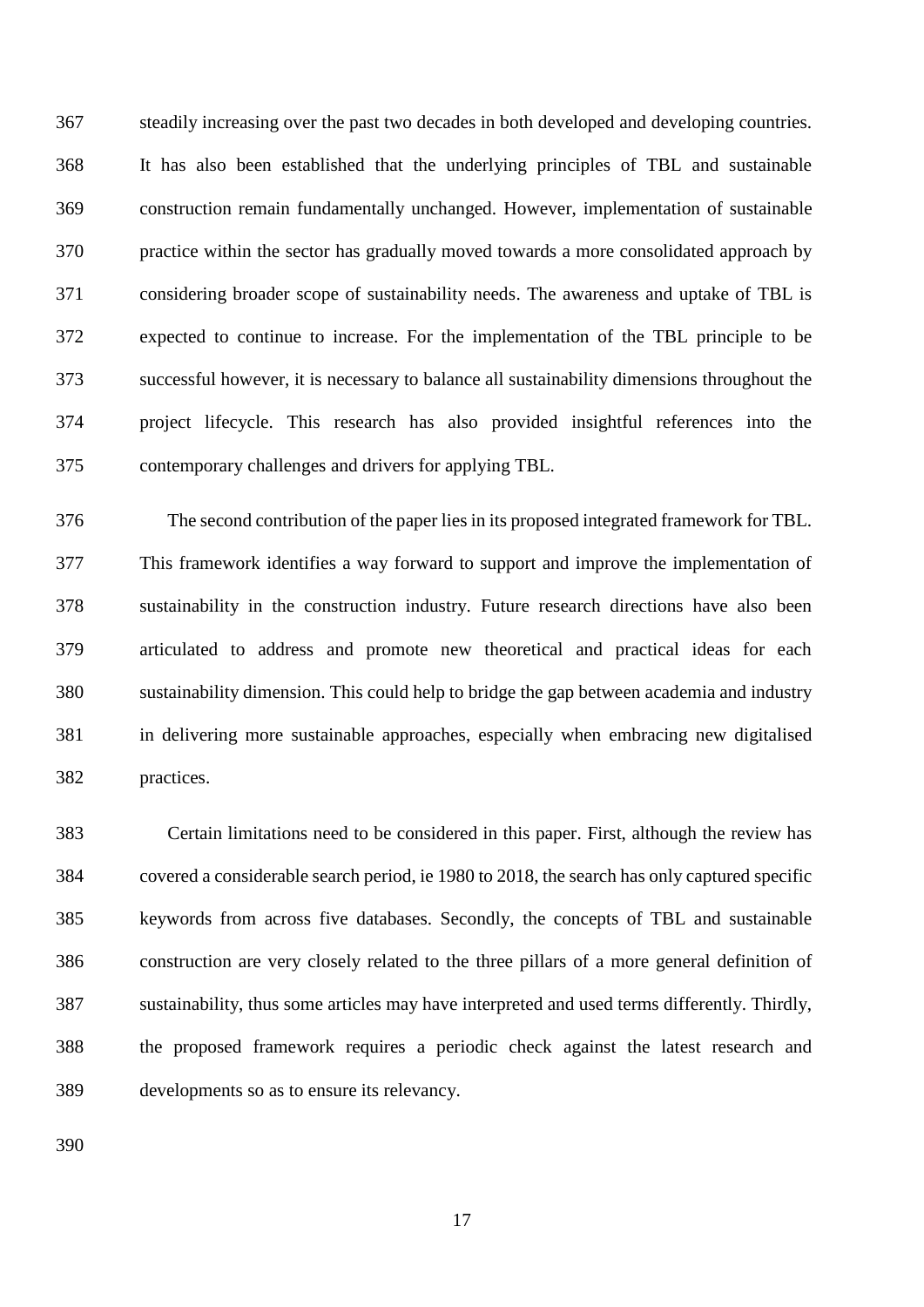steadily increasing over the past two decades in both developed and developing countries. It has also been established that the underlying principles of TBL and sustainable construction remain fundamentally unchanged. However, implementation of sustainable practice within the sector has gradually moved towards a more consolidated approach by considering broader scope of sustainability needs. The awareness and uptake of TBL is expected to continue to increase. For the implementation of the TBL principle to be successful however, it is necessary to balance all sustainability dimensions throughout the project lifecycle. This research has also provided insightful references into the contemporary challenges and drivers for applying TBL.

The second contribution of the paper lies in its proposed integrated framework for TBL. This framework identifies a way forward to support and improve the implementation of sustainability in the construction industry. Future research directions have also been articulated to address and promote new theoretical and practical ideas for each sustainability dimension. This could help to bridge the gap between academia and industry in delivering more sustainable approaches, especially when embracing new digitalised practices.

Certain limitations need to be considered in this paper. First, although the review has covered a considerable search period, ie 1980 to 2018, the search has only captured specific keywords from across five databases. Secondly, the concepts of TBL and sustainable construction are very closely related to the three pillars of a more general definition of sustainability, thus some articles may have interpreted and used terms differently. Thirdly, the proposed framework requires a periodic check against the latest research and developments so as to ensure its relevancy.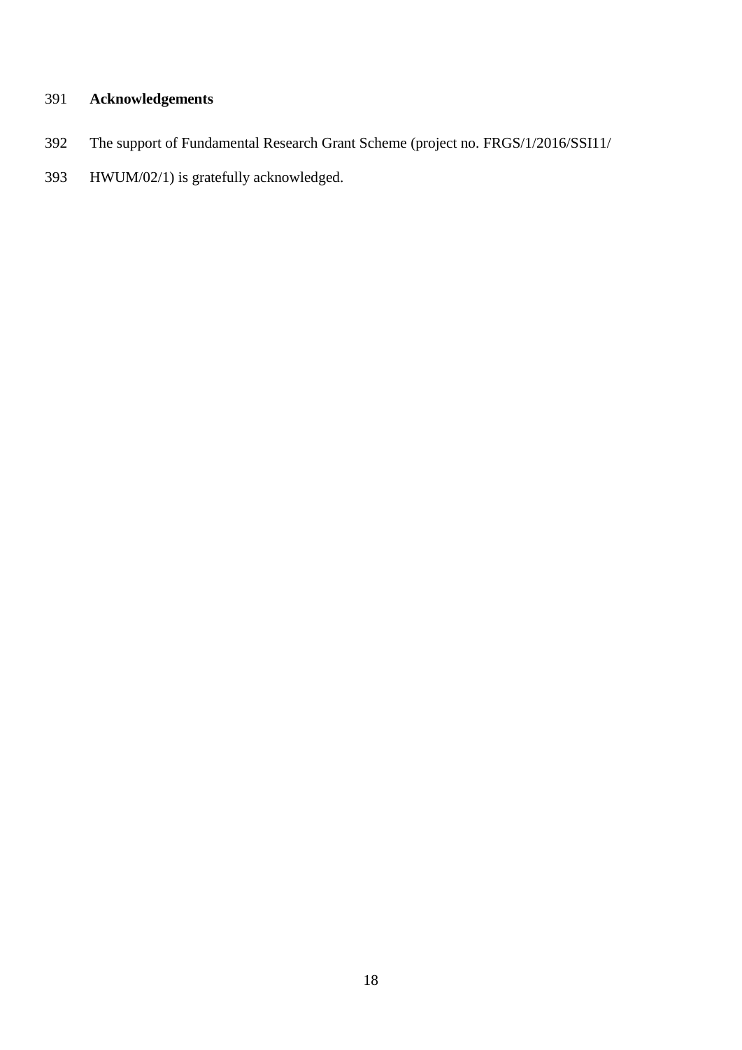## Acknowledgements

The support of Fundamental Research Grant Scheme (project no. FRGS/1/2016/SSI11/ HWUM/02/1) is gratefully acknowledged.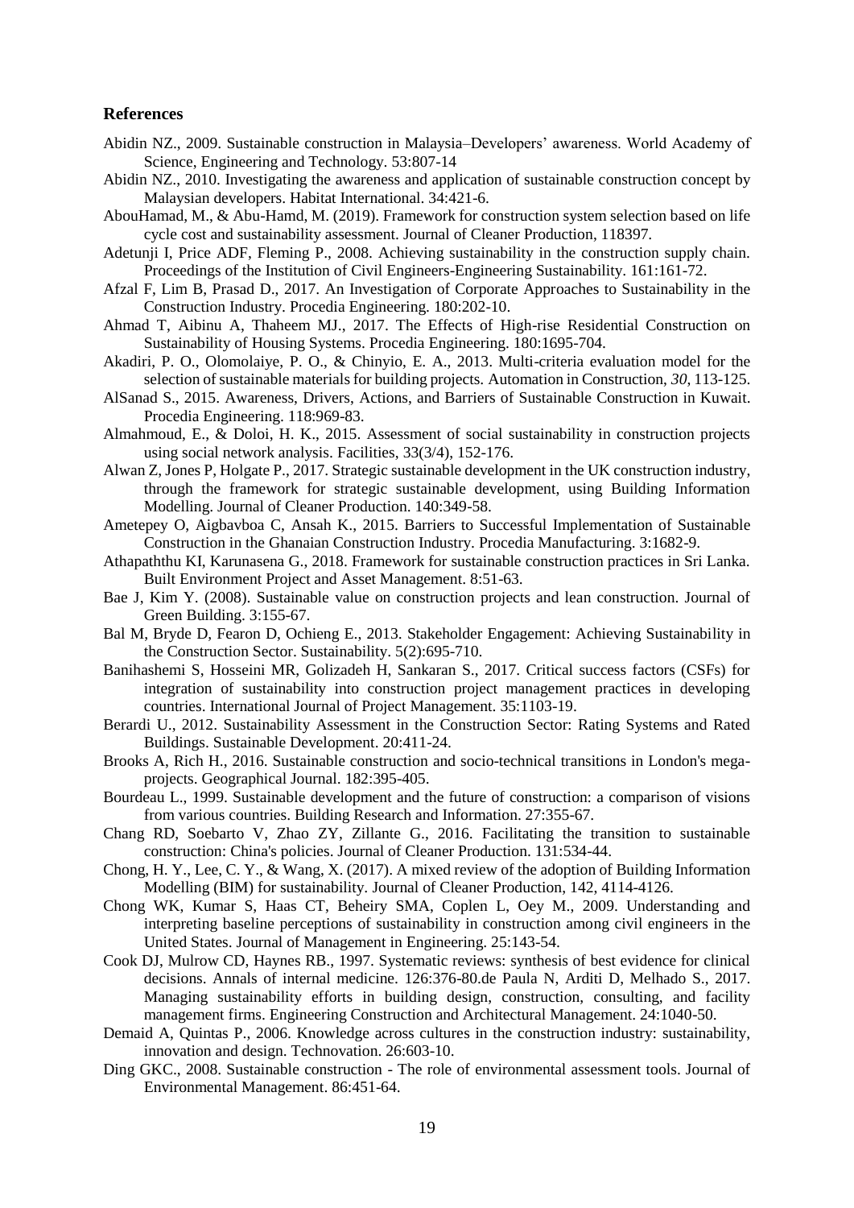## References

Abidin NZ., 2009. Sustainable construction in Malaysia–Developers' awareness. World Academy of Science, Engineering and Technology. 53:807-14

Abidin NZ., 2010. Investigating the awareness and application of sustainable construction concept by Malaysian developers. Habitat International. 34:421-6.

AbouHamad, M., & Abu-Hamd, M. (2019). Framework for construction system selection based on life cycle cost and sustainability assessment. Journal of Cleaner Production, 118397.

Adetunji I, Price ADF, Fleming P., 2008. Achieving sustainability in the construction supply chain. Proceedings of the Institution of Civil Engineers-Engineering Sustainability. 161:161-72.

Afzal F, Lim B, Prasad D., 2017. An Investigation of Corporate Approaches to Sustainability in the Construction Industry. Procedia Engineering. 180:202-10.

Ahmad T, Aibinu A, Thaheem MJ., 2017. The Effects of High-rise Residential Construction on Sustainability of Housing Systems. Procedia Engineering. 180:1695-704.

Akadiri, P. O., Olomolaiye, P. O., & Chinyio, E. A., 2013. Multi-criteria evaluation model for the selection of sustainable materials for building projects. Automation in Construction, *30*, 113-125.

AlSanad S., 2015. Awareness, Drivers, Actions, and Barriers of Sustainable Construction in Kuwait. Procedia Engineering. 118:969-83.

Almahmoud, E., & Doloi, H. K., 2015. Assessment of social sustainability in construction projects using social network analysis. Facilities, 33(3/4), 152-176.

Alwan Z, Jones P, Holgate P., 2017. Strategic sustainable development in the UK construction industry, through the framework for strategic sustainable development, using Building Information Modelling. Journal of Cleaner Production. 140:349-58.

Ametepey O, Aigbavboa C, Ansah K., 2015. Barriers to Successful Implementation of Sustainable Construction in the Ghanaian Construction Industry. Procedia Manufacturing. 3:1682-9.

Athapaththu KI, Karunasena G., 2018. Framework for sustainable construction practices in Sri Lanka. Built Environment Project and Asset Management. 8:51-63.

Bae J, Kim Y. (2008). Sustainable value on construction projects and lean construction. Journal of Green Building. 3:155-67.

Bal M, Bryde D, Fearon D, Ochieng E., 2013. Stakeholder Engagement: Achieving Sustainability in the Construction Sector. Sustainability. 5(2):695-710.

Banihashemi S, Hosseini MR, Golizadeh H, Sankaran S., 2017. Critical success factors (CSFs) for integration of sustainability into construction project management practices in developing countries. International Journal of Project Management. 35:1103-19.

Berardi U., 2012. Sustainability Assessment in the Construction Sector: Rating Systems and Rated Buildings. Sustainable Development. 20:411-24.

Brooks A, Rich H., 2016. Sustainable construction and socio-technical transitions in London's mega-projects. Geographical Journal. 182:395-405.

Bourdeau L., 1999. Sustainable development and the future of construction: a comparison of visions from various countries. Building Research and Information. 27:355-67.

Chang RD, Soebarto V, Zhao ZY, Zillante G., 2016. Facilitating the transition to sustainable construction: China's policies. Journal of Cleaner Production. 131:534-44.

Chong, H. Y., Lee, C. Y., & Wang, X. (2017). A mixed review of the adoption of Building Information Modelling (BIM) for sustainability. Journal of Cleaner Production, 142, 4114-4126.

Chong WK, Kumar S, Haas CT, Beheiry SMA, Coplen L, Oey M., 2009. Understanding and interpreting baseline perceptions of sustainability in construction among civil engineers in the United States. Journal of Management in Engineering. 25:143-54.

Cook DJ, Mulrow CD, Haynes RB., 1997. Systematic reviews: synthesis of best evidence for clinical decisions. Annals of internal medicine. 126:376-80.de Paula N, Arditi D, Melhado S., 2017. Managing sustainability efforts in building design, construction, consulting, and facility management firms. Engineering Construction and Architectural Management. 24:1040-50.

Demaid A, Quintas P., 2006. Knowledge across cultures in the construction industry: sustainability, innovation and design. Technovation. 26:603-10.

Ding GKC., 2008. Sustainable construction - The role of environmental assessment tools. Journal of Environmental Management. 86:451-64.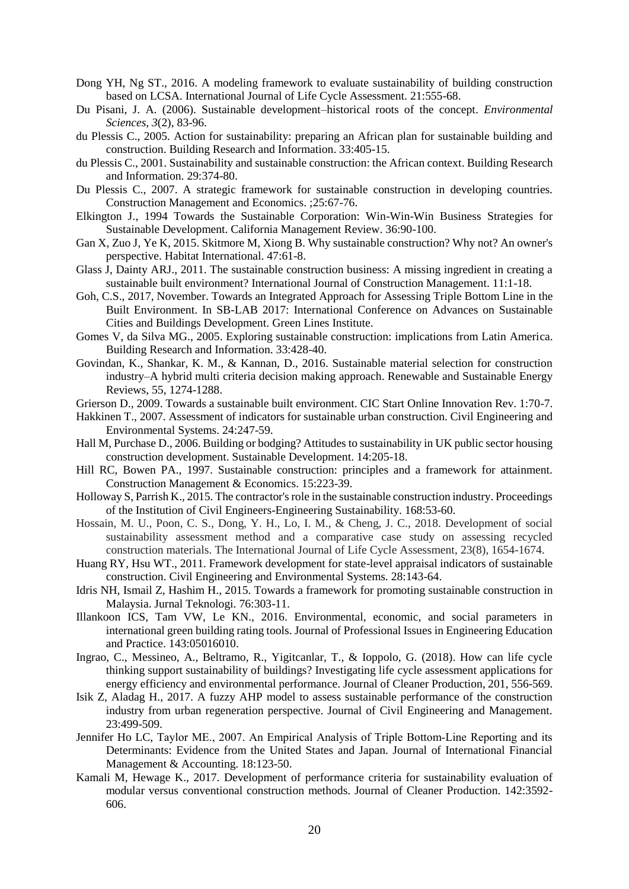Dong YH, Ng ST., 2016. A modeling framework to evaluate sustainability of building construction based on LCSA. International Journal of Life Cycle Assessment. 21:555-68.

Du Pisani, J. A. (2006). Sustainable development–historical roots of the concept. *Environmental Sciences*, *3*(2), 83-96.

du Plessis C., 2005. Action for sustainability: preparing an African plan for sustainable building and construction. Building Research and Information. 33:405-15.

du Plessis C., 2001. Sustainability and sustainable construction: the African context. Building Research and Information. 29:374-80.

Du Plessis C., 2007. A strategic framework for sustainable construction in developing countries. Construction Management and Economics. ;25:67-76.

Elkington J., 1994 Towards the Sustainable Corporation: Win-Win-Win Business Strategies for Sustainable Development. California Management Review. 36:90-100.

Gan X, Zuo J, Ye K, 2015. Skitmore M, Xiong B. Why sustainable construction? Why not? An owner's perspective. Habitat International. 47:61-8.

Glass J, Dainty ARJ., 2011. The sustainable construction business: A missing ingredient in creating a sustainable built environment? International Journal of Construction Management. 11:1-18.

Goh, C.S., 2017, November. Towards an Integrated Approach for Assessing Triple Bottom Line in the Built Environment. In SB-LAB 2017: International Conference on Advances on Sustainable Cities and Buildings Development. Green Lines Institute.

Gomes V, da Silva MG., 2005. Exploring sustainable construction: implications from Latin America. Building Research and Information. 33:428-40.

Govindan, K., Shankar, K. M., & Kannan, D., 2016. Sustainable material selection for construction industry–A hybrid multi criteria decision making approach. Renewable and Sustainable Energy Reviews, 55, 1274-1288.

Grierson D., 2009. Towards a sustainable built environment. CIC Start Online Innovation Rev. 1:70-7.

Hakkinen T., 2007. Assessment of indicators for sustainable urban construction. Civil Engineering and Environmental Systems. 24:247-59.

Hall M, Purchase D., 2006. Building or bodging? Attitudes to sustainability in UK public sector housing construction development. Sustainable Development. 14:205-18.

Hill RC, Bowen PA., 1997. Sustainable construction: principles and a framework for attainment. Construction Management & Economics. 15:223-39.

Holloway S, Parrish K., 2015. The contractor's role in the sustainable construction industry. Proceedings of the Institution of Civil Engineers-Engineering Sustainability. 168:53-60.

Hossain, M. U., Poon, C. S., Dong, Y. H., Lo, I. M., & Cheng, J. C., 2018. Development of social sustainability assessment method and a comparative case study on assessing recycled construction materials. The International Journal of Life Cycle Assessment, 23(8), 1654-1674.

Huang RY, Hsu WT., 2011. Framework development for state-level appraisal indicators of sustainable construction. Civil Engineering and Environmental Systems. 28:143-64.

Idris NH, Ismail Z, Hashim H., 2015. Towards a framework for promoting sustainable construction in Malaysia. Jurnal Teknologi. 76:303-11.

Illankoon ICS, Tam VW, Le KN., 2016. Environmental, economic, and social parameters in international green building rating tools. Journal of Professional Issues in Engineering Education and Practice. 143:05016010.

Ingrao, C., Messineo, A., Beltramo, R., Yigitcanlar, T., & Ioppolo, G. (2018). How can life cycle thinking support sustainability of buildings? Investigating life cycle assessment applications for energy efficiency and environmental performance. Journal of Cleaner Production, 201, 556-569.

Isik Z, Aladag H., 2017. A fuzzy AHP model to assess sustainable performance of the construction industry from urban regeneration perspective. Journal of Civil Engineering and Management. 23:499-509.

Jennifer Ho LC, Taylor ME., 2007. An Empirical Analysis of Triple Bottom-Line Reporting and its Determinants: Evidence from the United States and Japan. Journal of International Financial Management & Accounting. 18:123-50.

Kamali M, Hewage K., 2017. Development of performance criteria for sustainability evaluation of modular versus conventional construction methods. Journal of Cleaner Production. 142:3592-606.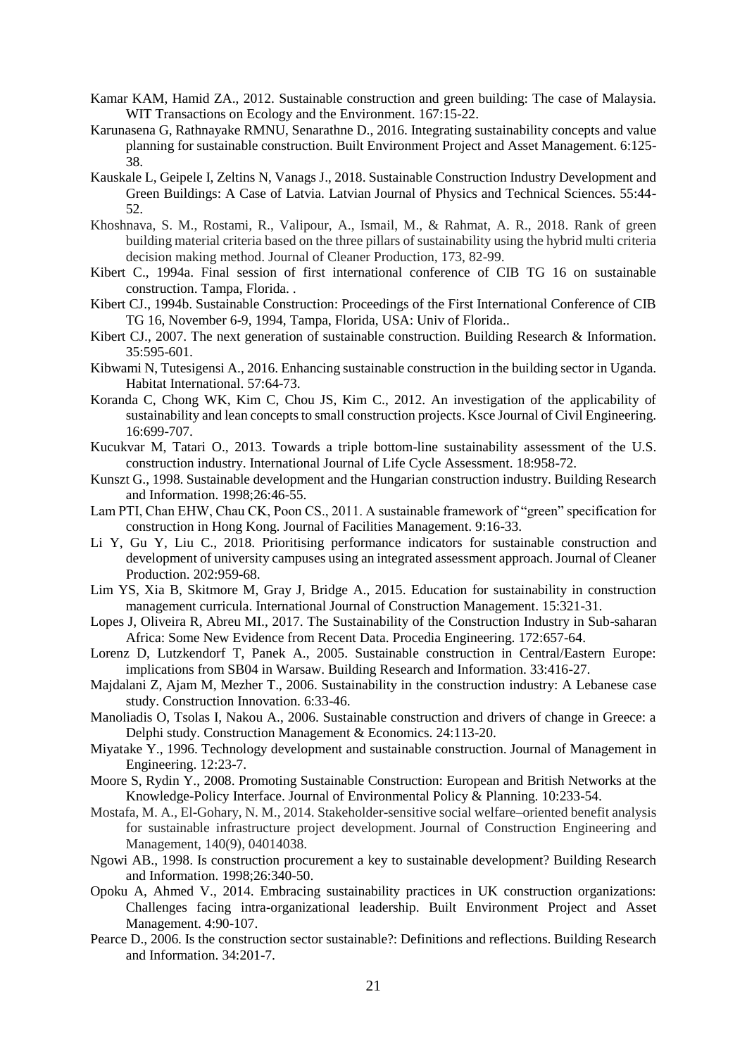Kamar KAM, Hamid ZA., 2012. Sustainable construction and green building: The case of Malaysia. WIT Transactions on Ecology and the Environment. 167:15-22.

Karunasena G, Rathnayake RMNU, Senarathne D., 2016. Integrating sustainability concepts and value planning for sustainable construction. Built Environment Project and Asset Management. 6:125-38.

Kauskale L, Geipele I, Zeltins N, Vanags J., 2018. Sustainable Construction Industry Development and Green Buildings: A Case of Latvia. Latvian Journal of Physics and Technical Sciences. 55:44-52.

Khoshnava, S. M., Rostami, R., Valipour, A., Ismail, M., & Rahmat, A. R., 2018. Rank of green building material criteria based on the three pillars of sustainability using the hybrid multi criteria decision making method. Journal of Cleaner Production, 173, 82-99.

Kibert C., 1994a. Final session of first international conference of CIB TG 16 on sustainable construction. Tampa, Florida. .

Kibert CJ., 1994b. Sustainable Construction: Proceedings of the First International Conference of CIB TG 16, November 6-9, 1994, Tampa, Florida, USA: Univ of Florida..

Kibert CJ., 2007. The next generation of sustainable construction. Building Research & Information. 35:595-601.

Kibwami N, Tutesigensi A., 2016. Enhancing sustainable construction in the building sector in Uganda. Habitat International. 57:64-73.

Koranda C, Chong WK, Kim C, Chou JS, Kim C., 2012. An investigation of the applicability of sustainability and lean concepts to small construction projects. Ksce Journal of Civil Engineering. 16:699-707.

Kucukvar M, Tatari O., 2013. Towards a triple bottom-line sustainability assessment of the U.S. construction industry. International Journal of Life Cycle Assessment. 18:958-72.

Kunszt G., 1998. Sustainable development and the Hungarian construction industry. Building Research and Information. 1998;26:46-55.

Lam PTI, Chan EHW, Chau CK, Poon CS., 2011. A sustainable framework of "green" specification for construction in Hong Kong. Journal of Facilities Management. 9:16-33.

Li Y, Gu Y, Liu C., 2018. Prioritising performance indicators for sustainable construction and development of university campuses using an integrated assessment approach. Journal of Cleaner Production. 202:959-68.

Lim YS, Xia B, Skitmore M, Gray J, Bridge A., 2015. Education for sustainability in construction management curricula. International Journal of Construction Management. 15:321-31.

Lopes J, Oliveira R, Abreu MI., 2017. The Sustainability of the Construction Industry in Sub-saharan Africa: Some New Evidence from Recent Data. Procedia Engineering. 172:657-64.

Lorenz D, Lutzkendorf T, Panek A., 2005. Sustainable construction in Central/Eastern Europe: implications from SB04 in Warsaw. Building Research and Information. 33:416-27.

Majdalani Z, Ajam M, Mezher T., 2006. Sustainability in the construction industry: A Lebanese case study. Construction Innovation. 6:33-46.

Manoliadis O, Tsolas I, Nakou A., 2006. Sustainable construction and drivers of change in Greece: a Delphi study. Construction Management & Economics. 24:113-20.

Miyatake Y., 1996. Technology development and sustainable construction. Journal of Management in Engineering. 12:23-7.

Moore S, Rydin Y., 2008. Promoting Sustainable Construction: European and British Networks at the Knowledge-Policy Interface. Journal of Environmental Policy & Planning. 10:233-54.

Mostafa, M. A., El-Gohary, N. M., 2014. Stakeholder-sensitive social welfare–oriented benefit analysis for sustainable infrastructure project development. Journal of Construction Engineering and Management, 140(9), 04014038.

Ngowi AB., 1998. Is construction procurement a key to sustainable development? Building Research and Information. 1998;26:340-50.

Opoku A, Ahmed V., 2014. Embracing sustainability practices in UK construction organizations: Challenges facing intra-organizational leadership. Built Environment Project and Asset Management. 4:90-107.

Pearce D., 2006. Is the construction sector sustainable?: Definitions and reflections. Building Research and Information. 34:201-7.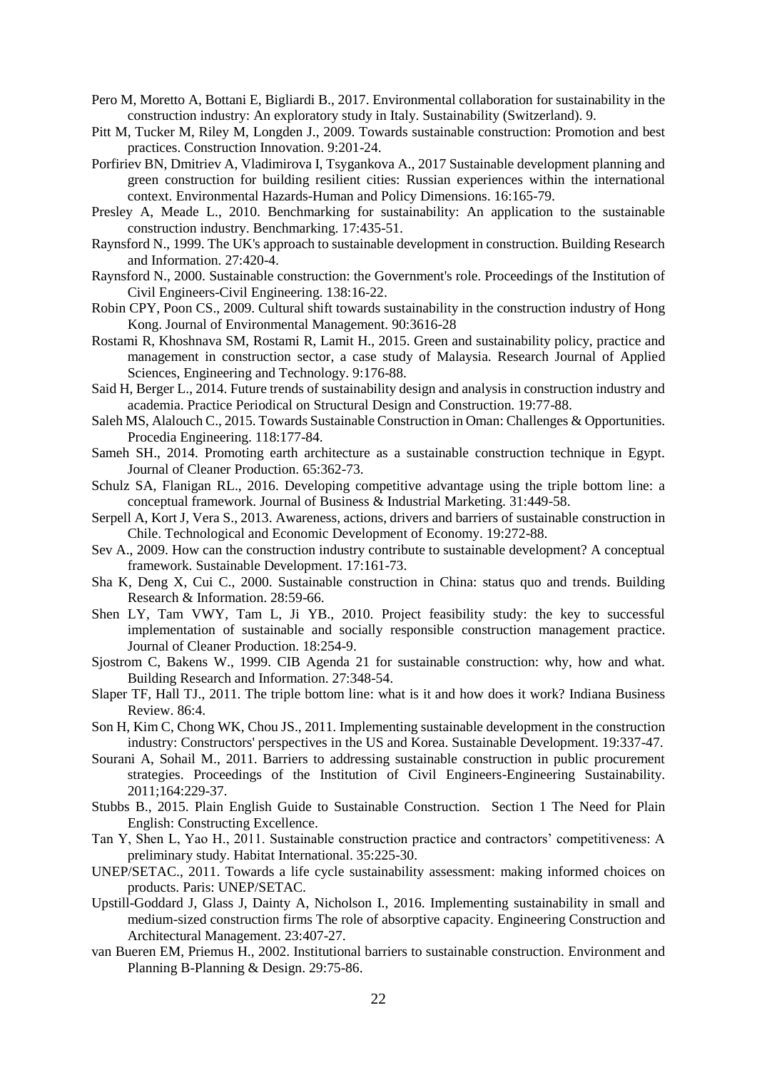Pero M, Moretto A, Bottani E, Bigliardi B., 2017. Environmental collaboration for sustainability in the construction industry: An exploratory study in Italy. Sustainability (Switzerland). 9.

Pitt M, Tucker M, Riley M, Longden J., 2009. Towards sustainable construction: Promotion and best practices. Construction Innovation. 9:201-24.

Porfiriev BN, Dmitriev A, Vladimirova I, Tsygankova A., 2017 Sustainable development planning and green construction for building resilient cities: Russian experiences within the international context. Environmental Hazards-Human and Policy Dimensions. 16:165-79.

Presley A, Meade L., 2010. Benchmarking for sustainability: An application to the sustainable construction industry. Benchmarking. 17:435-51.

Raynsford N., 1999. The UK's approach to sustainable development in construction. Building Research and Information. 27:420-4.

Raynsford N., 2000. Sustainable construction: the Government's role. Proceedings of the Institution of Civil Engineers-Civil Engineering. 138:16-22.

Robin CPY, Poon CS., 2009. Cultural shift towards sustainability in the construction industry of Hong Kong. Journal of Environmental Management. 90:3616-28

Rostami R, Khoshnava SM, Rostami R, Lamit H., 2015. Green and sustainability policy, practice and management in construction sector, a case study of Malaysia. Research Journal of Applied Sciences, Engineering and Technology. 9:176-88.

Said H, Berger L., 2014. Future trends of sustainability design and analysis in construction industry and academia. Practice Periodical on Structural Design and Construction. 19:77-88.

Saleh MS, Alalouch C., 2015. Towards Sustainable Construction in Oman: Challenges & Opportunities. Procedia Engineering. 118:177-84.

Sameh SH., 2014. Promoting earth architecture as a sustainable construction technique in Egypt. Journal of Cleaner Production. 65:362-73.

Schulz SA, Flanigan RL., 2016. Developing competitive advantage using the triple bottom line: a conceptual framework. Journal of Business & Industrial Marketing. 31:449-58.

Serpell A, Kort J, Vera S., 2013. Awareness, actions, drivers and barriers of sustainable construction in Chile. Technological and Economic Development of Economy. 19:272-88.

Sev A., 2009. How can the construction industry contribute to sustainable development? A conceptual framework. Sustainable Development. 17:161-73.

Sha K, Deng X, Cui C., 2000. Sustainable construction in China: status quo and trends. Building Research & Information. 28:59-66.

Shen LY, Tam VWY, Tam L, Ji YB., 2010. Project feasibility study: the key to successful implementation of sustainable and socially responsible construction management practice. Journal of Cleaner Production. 18:254-9.

Sjostrom C, Bakens W., 1999. CIB Agenda 21 for sustainable construction: why, how and what. Building Research and Information. 27:348-54.

Slaper TF, Hall TJ., 2011. The triple bottom line: what is it and how does it work? Indiana Business Review. 86:4.

Son H, Kim C, Chong WK, Chou JS., 2011. Implementing sustainable development in the construction industry: Constructors' perspectives in the US and Korea. Sustainable Development. 19:337-47.

Sourani A, Sohail M., 2011. Barriers to addressing sustainable construction in public procurement strategies. Proceedings of the Institution of Civil Engineers-Engineering Sustainability. 2011;164:229-37.

Stubbs B., 2015. Plain English Guide to Sustainable Construction. Section 1 The Need for Plain English: Constructing Excellence.

Tan Y, Shen L, Yao H., 2011. Sustainable construction practice and contractors' competitiveness: A preliminary study. Habitat International. 35:225-30.

UNEP/SETAC., 2011. Towards a life cycle sustainability assessment: making informed choices on products. Paris: UNEP/SETAC.

Upstill-Goddard J, Glass J, Dainty A, Nicholson I., 2016. Implementing sustainability in small and medium-sized construction firms The role of absorptive capacity. Engineering Construction and Architectural Management. 23:407-27.

van Bueren EM, Priemus H., 2002. Institutional barriers to sustainable construction. Environment and Planning B-Planning & Design. 29:75-86.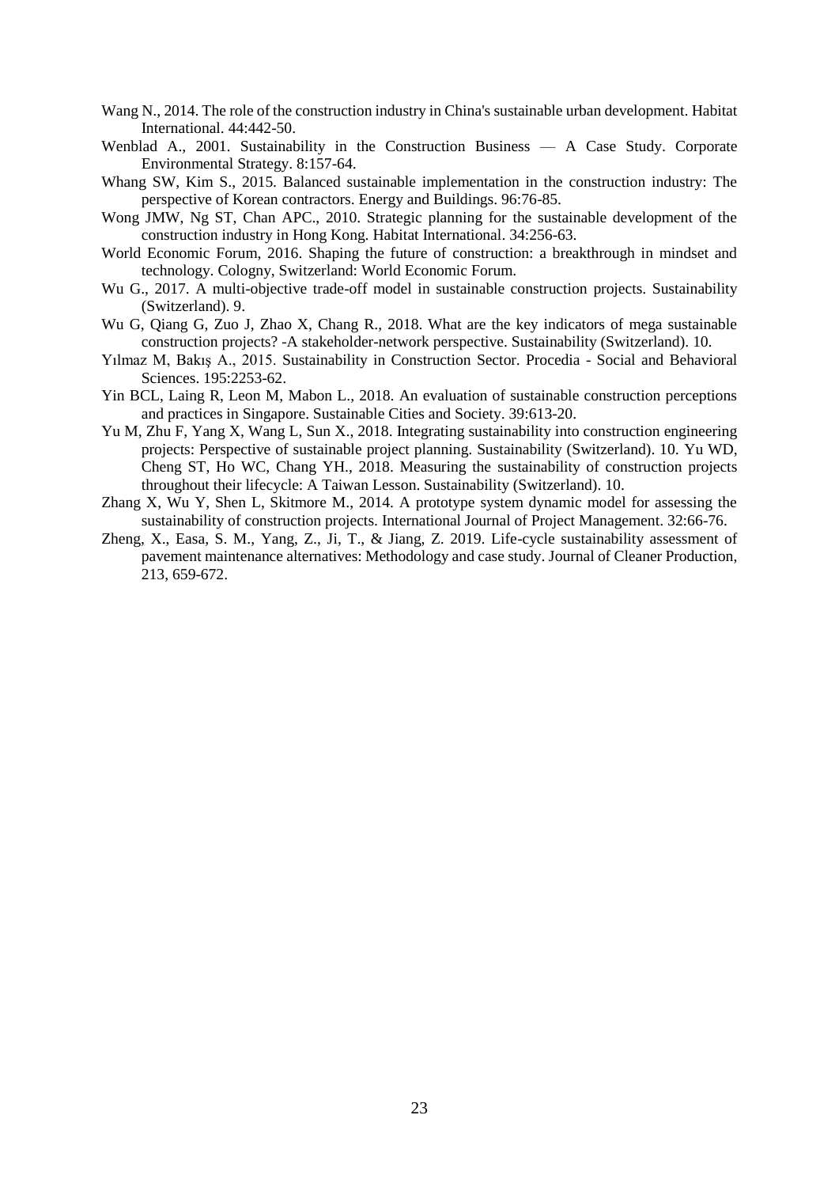Wang N., 2014. The role of the construction industry in China's sustainable urban development. Habitat International. 44:442-50.

Wenblad A., 2001. Sustainability in the Construction Business — A Case Study. Corporate Environmental Strategy. 8:157-64.

Whang SW, Kim S., 2015. Balanced sustainable implementation in the construction industry: The perspective of Korean contractors. Energy and Buildings. 96:76-85.

Wong JMW, Ng ST, Chan APC., 2010. Strategic planning for the sustainable development of the construction industry in Hong Kong. Habitat International. 34:256-63.

World Economic Forum, 2016. Shaping the future of construction: a breakthrough in mindset and technology. Cologny, Switzerland: World Economic Forum.

Wu G., 2017. A multi-objective trade-off model in sustainable construction projects. Sustainability (Switzerland). 9.

Wu G, Qiang G, Zuo J, Zhao X, Chang R., 2018. What are the key indicators of mega sustainable construction projects? -A stakeholder-network perspective. Sustainability (Switzerland). 10.

Yılmaz M, Bakış A., 2015. Sustainability in Construction Sector. Procedia - Social and Behavioral Sciences. 195:2253-62.

Yin BCL, Laing R, Leon M, Mabon L., 2018. An evaluation of sustainable construction perceptions and practices in Singapore. Sustainable Cities and Society. 39:613-20.

Yu M, Zhu F, Yang X, Wang L, Sun X., 2018. Integrating sustainability into construction engineering projects: Perspective of sustainable project planning. Sustainability (Switzerland). 10. Yu WD, Cheng ST, Ho WC, Chang YH., 2018. Measuring the sustainability of construction projects throughout their lifecycle: A Taiwan Lesson. Sustainability (Switzerland). 10.

Zhang X, Wu Y, Shen L, Skitmore M., 2014. A prototype system dynamic model for assessing the sustainability of construction projects. International Journal of Project Management. 32:66-76.

Zheng, X., Easa, S. M., Yang, Z., Ji, T., & Jiang, Z. 2019. Life-cycle sustainability assessment of pavement maintenance alternatives: Methodology and case study. Journal of Cleaner Production, 213, 659-672.